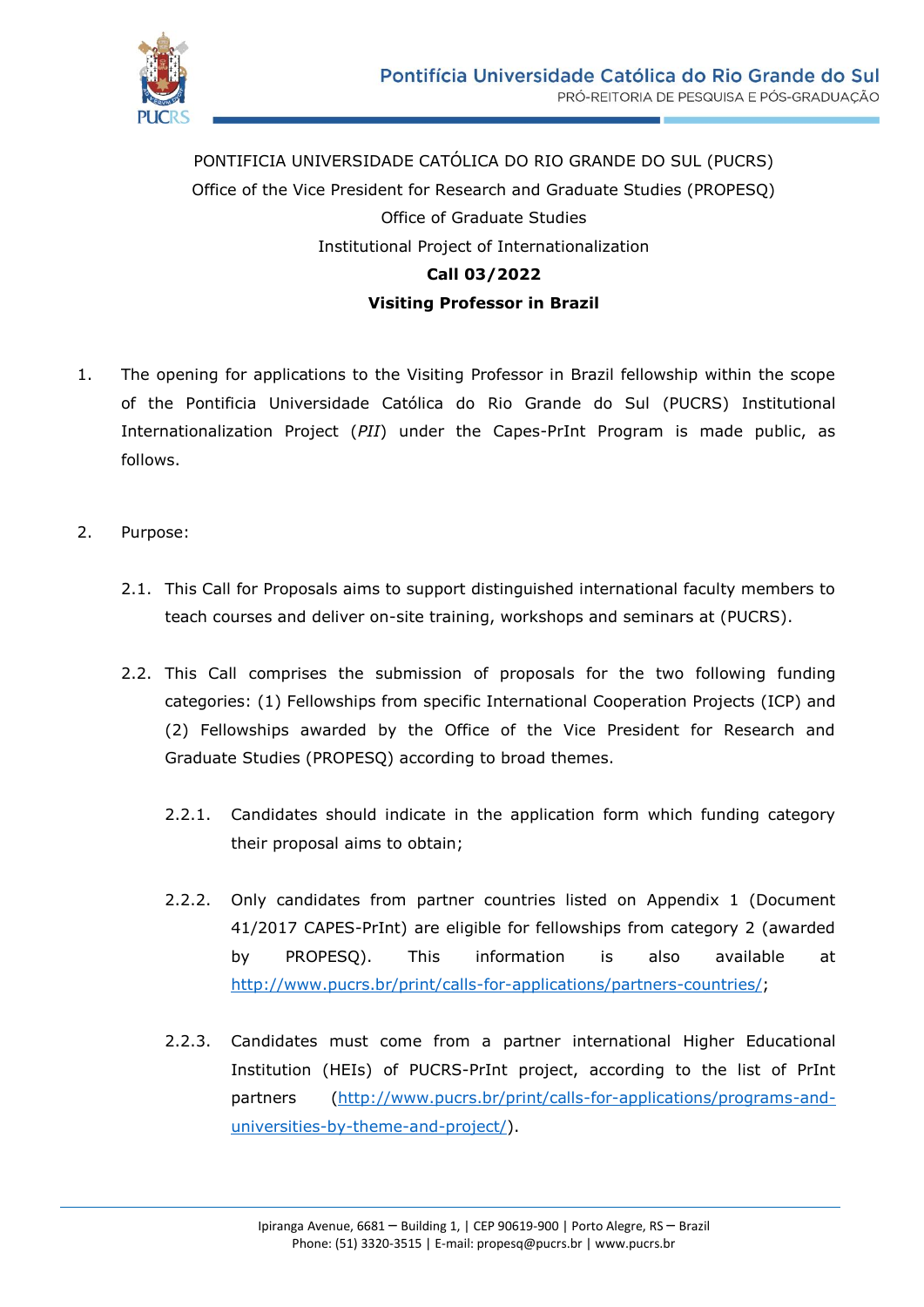PONTIFICIA UNIVERSIDADE CATÓLICA DO RIO GRANDE DO SUL (PUCRS)

Office of the Vice President for Research and Graduate Studies (PROPESQ)

Office of Graduate Studies

Institutional Project of Internationalization

**Call 03/2022**

**Visiting Professor in Brazil**

1. The opening for applications to the Visiting Professor in Brazil fellowship within the scope of the Pontificia Universidade Católica do Rio Grande do Sul (PUCRS) Institutional Internationalization Project (*PII*) under the Capes-PrInt Program is made public, as follows.

2. Purpose:

   2.1. This Call for Proposals aims to support distinguished international faculty members to teach courses and deliver on-site training, workshops and seminars at (PUCRS).

   2.2. This Call comprises the submission of proposals for the two following funding categories: (1) Fellowships from specific International Cooperation Projects (ICP) and (2) Fellowships awarded by the Office of the Vice President for Research and Graduate Studies (PROPESQ) according to broad themes.

      2.2.1. Candidates should indicate in the application form which funding category their proposal aims to obtain;

      2.2.2. Only candidates from partner countries listed on Appendix 1 (Document 41/2017 CAPES-PrInt) are eligible for fellowships from category 2 (awarded by PROPESQ). This information is also available at http://www.pucrs.br/print/calls-for-applications/partners-countries/;

      2.2.3. Candidates must come from a partner international Higher Educational Institution (HEIs) of PUCRS-PrInt project, according to the list of PrInt partners (http://www.pucrs.br/print/calls-for-applications/programs-and-universities-by-theme-and-project/).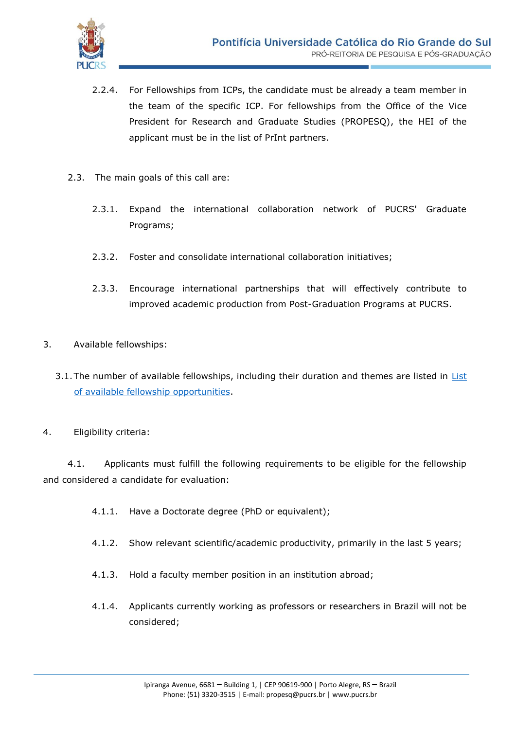2.2.4. For Fellowships from ICPs, the candidate must be already a team member in the team of the specific ICP. For fellowships from the Office of the Vice President for Research and Graduate Studies (PROPESQ), the HEI of the applicant must be in the list of PrInt partners.

2.3. The main goals of this call are:

2.3.1. Expand the international collaboration network of PUCRS' Graduate Programs;

2.3.2. Foster and consolidate international collaboration initiatives;

2.3.3. Encourage international partnerships that will effectively contribute to improved academic production from Post-Graduation Programs at PUCRS.

3. Available fellowships:

3.1. The number of available fellowships, including their duration and themes are listed in List of available fellowship opportunities.

4. Eligibility criteria:

4.1. Applicants must fulfill the following requirements to be eligible for the fellowship and considered a candidate for evaluation:

4.1.1. Have a Doctorate degree (PhD or equivalent);

4.1.2. Show relevant scientific/academic productivity, primarily in the last 5 years;

4.1.3. Hold a faculty member position in an institution abroad;

4.1.4. Applicants currently working as professors or researchers in Brazil will not be considered;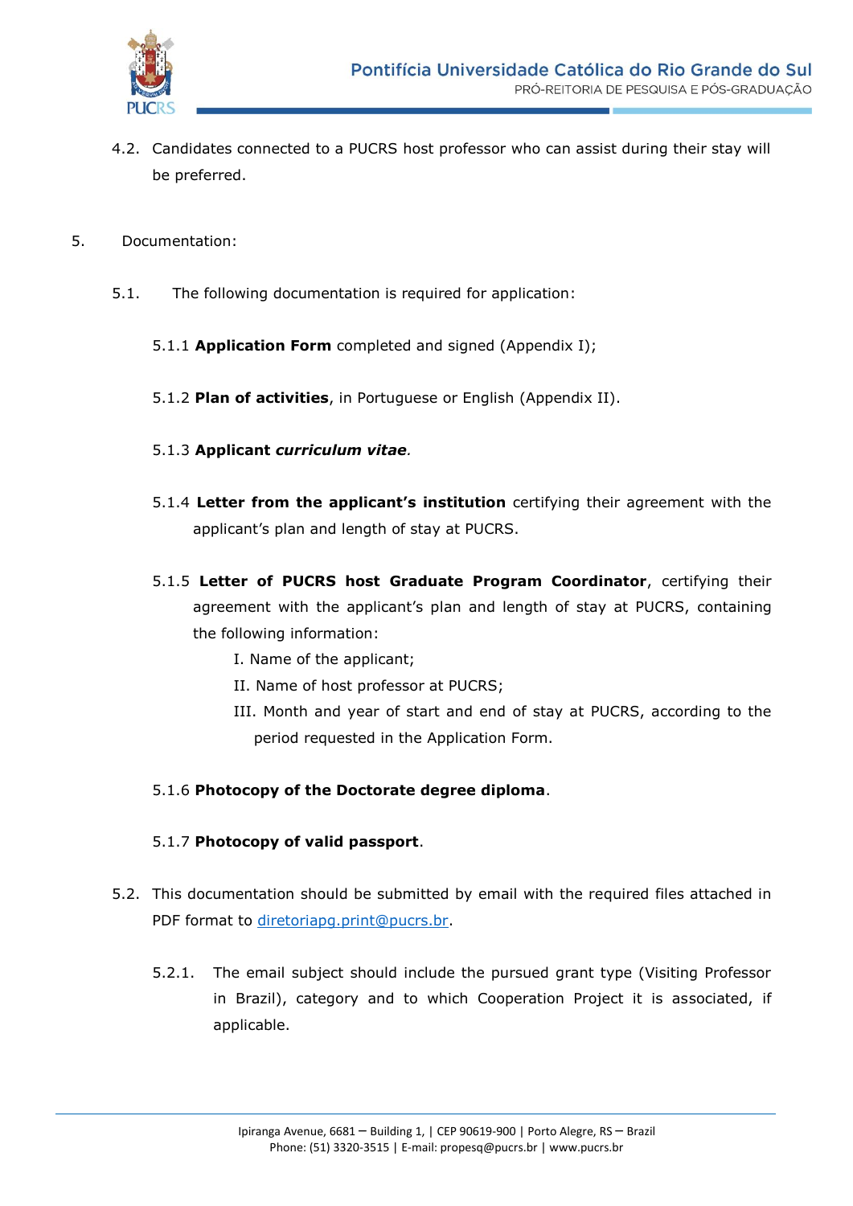4.2. Candidates connected to a PUCRS host professor who can assist during their stay will be preferred.

5. Documentation:

5.1. The following documentation is required for application:

5.1.1 **Application Form** completed and signed (Appendix I);

5.1.2 **Plan of activities**, in Portuguese or English (Appendix II).

5.1.3 **Applicant *curriculum vitae*.**

5.1.4 **Letter from the applicant's institution** certifying their agreement with the applicant's plan and length of stay at PUCRS.

5.1.5 **Letter of PUCRS host Graduate Program Coordinator**, certifying their agreement with the applicant's plan and length of stay at PUCRS, containing the following information:

I. Name of the applicant;

II. Name of host professor at PUCRS;

III. Month and year of start and end of stay at PUCRS, according to the period requested in the Application Form.

5.1.6 **Photocopy of the Doctorate degree diploma**.

5.1.7 **Photocopy of valid passport**.

5.2. This documentation should be submitted by email with the required files attached in PDF format to diretoriapg.print@pucrs.br.

5.2.1. The email subject should include the pursued grant type (Visiting Professor in Brazil), category and to which Cooperation Project it is associated, if applicable.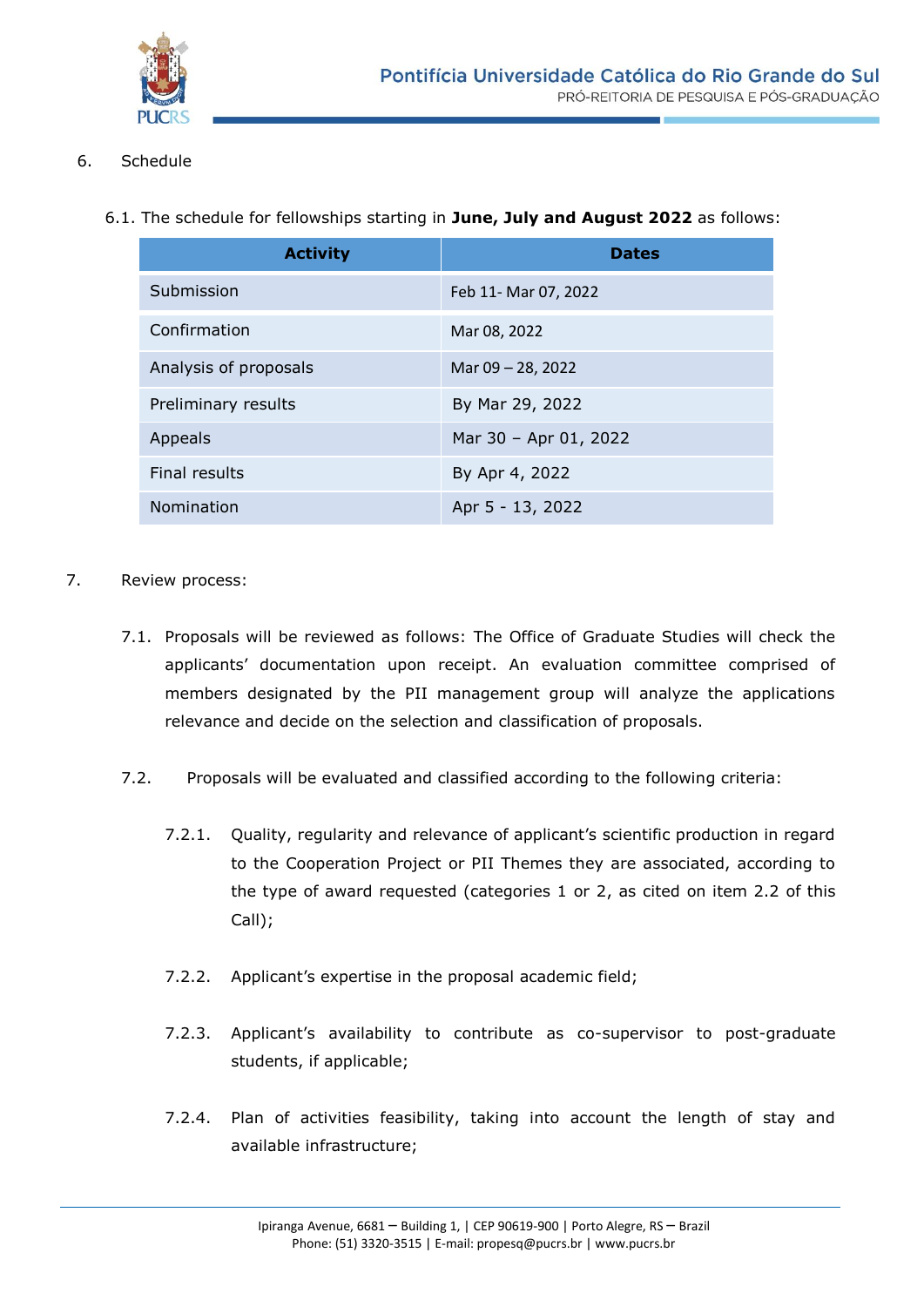6. Schedule

6.1. The schedule for fellowships starting in **June, July and August 2022** as follows:

| Activity | Dates |
|---|---|
| Submission | Feb 11- Mar 07, 2022 |
| Confirmation | Mar 08, 2022 |
| Analysis of proposals | Mar 09 – 28, 2022 |
| Preliminary results | By Mar 29, 2022 |
| Appeals | Mar 30 – Apr 01, 2022 |
| Final results | By Apr 4, 2022 |
| Nomination | Apr 5 - 13, 2022 |

7. Review process:

7.1. Proposals will be reviewed as follows: The Office of Graduate Studies will check the applicants' documentation upon receipt. An evaluation committee comprised of members designated by the PII management group will analyze the applications relevance and decide on the selection and classification of proposals.

7.2. Proposals will be evaluated and classified according to the following criteria:

7.2.1. Quality, regularity and relevance of applicant's scientific production in regard to the Cooperation Project or PII Themes they are associated, according to the type of award requested (categories 1 or 2, as cited on item 2.2 of this Call);

7.2.2. Applicant's expertise in the proposal academic field;

7.2.3. Applicant's availability to contribute as co-supervisor to post-graduate students, if applicable;

7.2.4. Plan of activities feasibility, taking into account the length of stay and available infrastructure;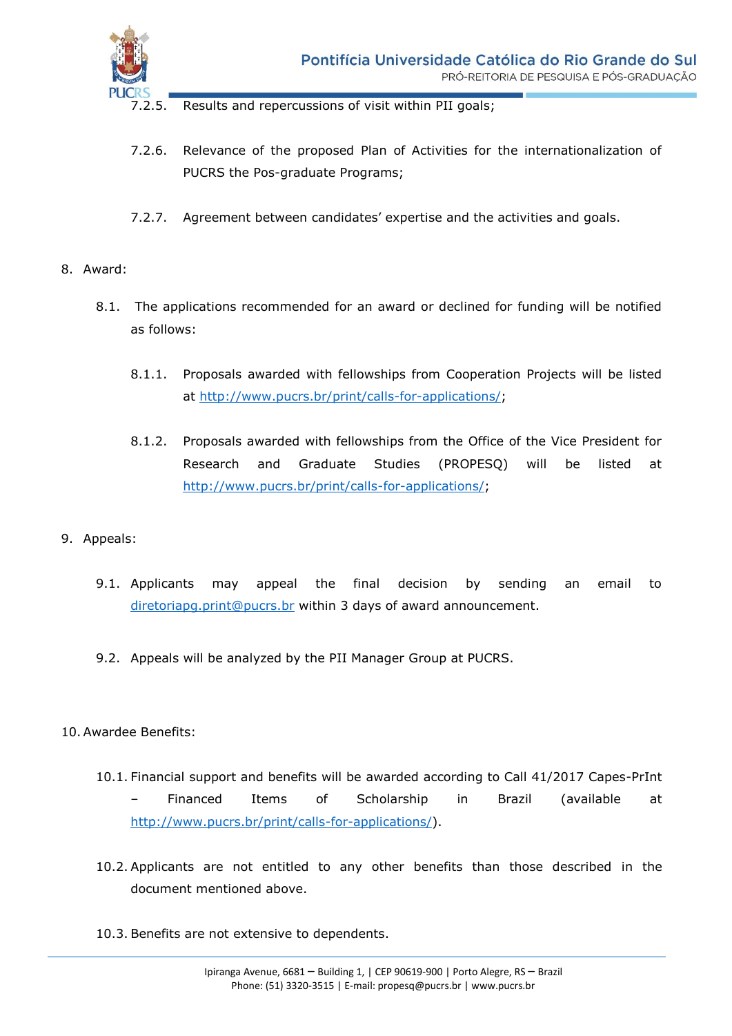7.2.5. Results and repercussions of visit within PII goals;

7.2.6. Relevance of the proposed Plan of Activities for the internationalization of PUCRS the Pos-graduate Programs;

7.2.7. Agreement between candidates' expertise and the activities and goals.

8. Award:

8.1. The applications recommended for an award or declined for funding will be notified as follows:

8.1.1. Proposals awarded with fellowships from Cooperation Projects will be listed at http://www.pucrs.br/print/calls-for-applications/;

8.1.2. Proposals awarded with fellowships from the Office of the Vice President for Research and Graduate Studies (PROPESQ) will be listed at http://www.pucrs.br/print/calls-for-applications/;

9. Appeals:

9.1. Applicants may appeal the final decision by sending an email to diretoriapg.print@pucrs.br within 3 days of award announcement.

9.2. Appeals will be analyzed by the PII Manager Group at PUCRS.

10. Awardee Benefits:

10.1. Financial support and benefits will be awarded according to Call 41/2017 Capes-PrInt – Financed Items of Scholarship in Brazil (available at http://www.pucrs.br/print/calls-for-applications/).

10.2. Applicants are not entitled to any other benefits than those described in the document mentioned above.

10.3. Benefits are not extensive to dependents.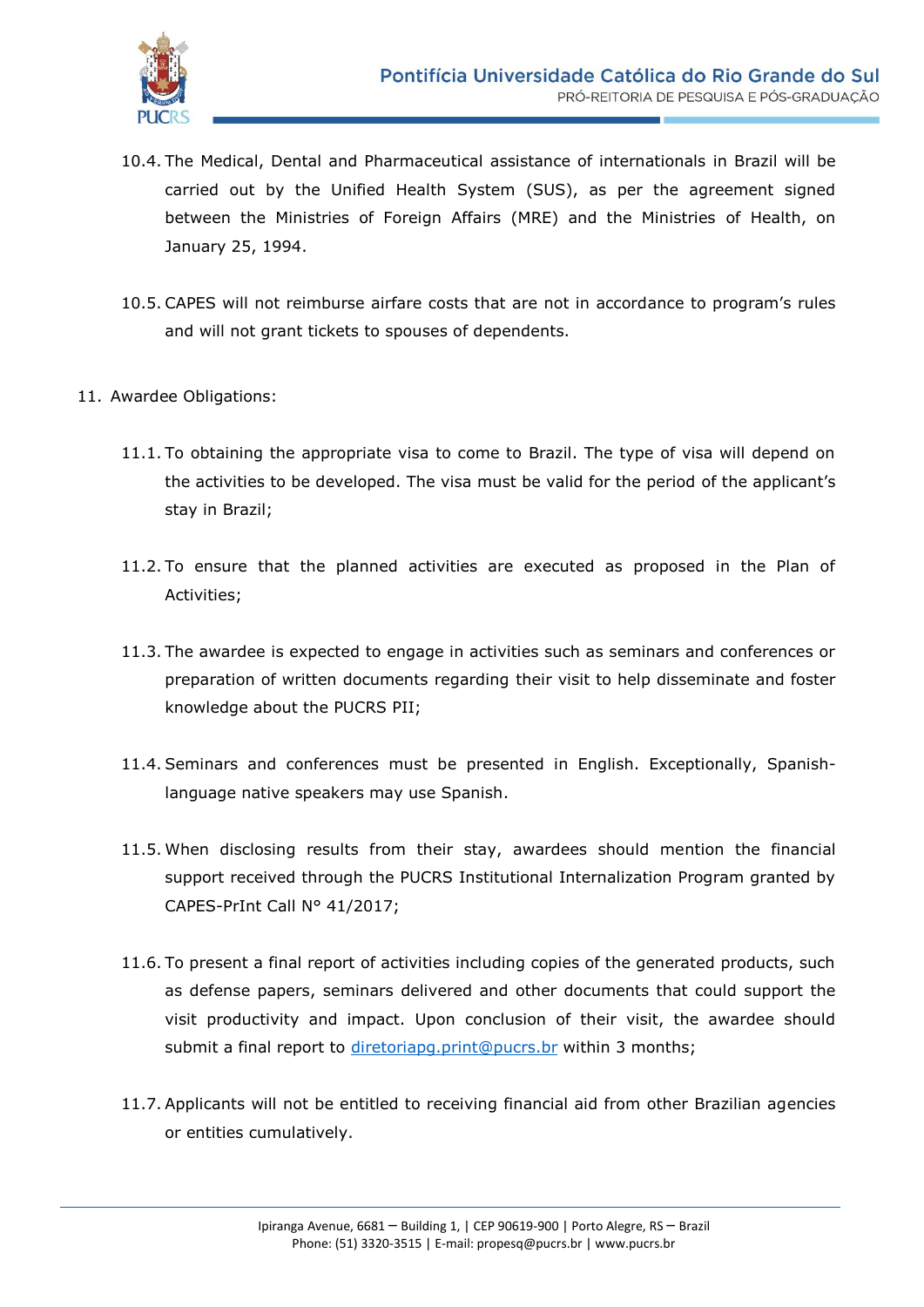10.4. The Medical, Dental and Pharmaceutical assistance of internationals in Brazil will be carried out by the Unified Health System (SUS), as per the agreement signed between the Ministries of Foreign Affairs (MRE) and the Ministries of Health, on January 25, 1994.

10.5. CAPES will not reimburse airfare costs that are not in accordance to program's rules and will not grant tickets to spouses of dependents.

11. Awardee Obligations:

11.1. To obtaining the appropriate visa to come to Brazil. The type of visa will depend on the activities to be developed. The visa must be valid for the period of the applicant's stay in Brazil;

11.2. To ensure that the planned activities are executed as proposed in the Plan of Activities;

11.3. The awardee is expected to engage in activities such as seminars and conferences or preparation of written documents regarding their visit to help disseminate and foster knowledge about the PUCRS PII;

11.4. Seminars and conferences must be presented in English. Exceptionally, Spanish-language native speakers may use Spanish.

11.5. When disclosing results from their stay, awardees should mention the financial support received through the PUCRS Institutional Internalization Program granted by CAPES-PrInt Call N° 41/2017;

11.6. To present a final report of activities including copies of the generated products, such as defense papers, seminars delivered and other documents that could support the visit productivity and impact. Upon conclusion of their visit, the awardee should submit a final report to diretoriapg.print@pucrs.br within 3 months;

11.7. Applicants will not be entitled to receiving financial aid from other Brazilian agencies or entities cumulatively.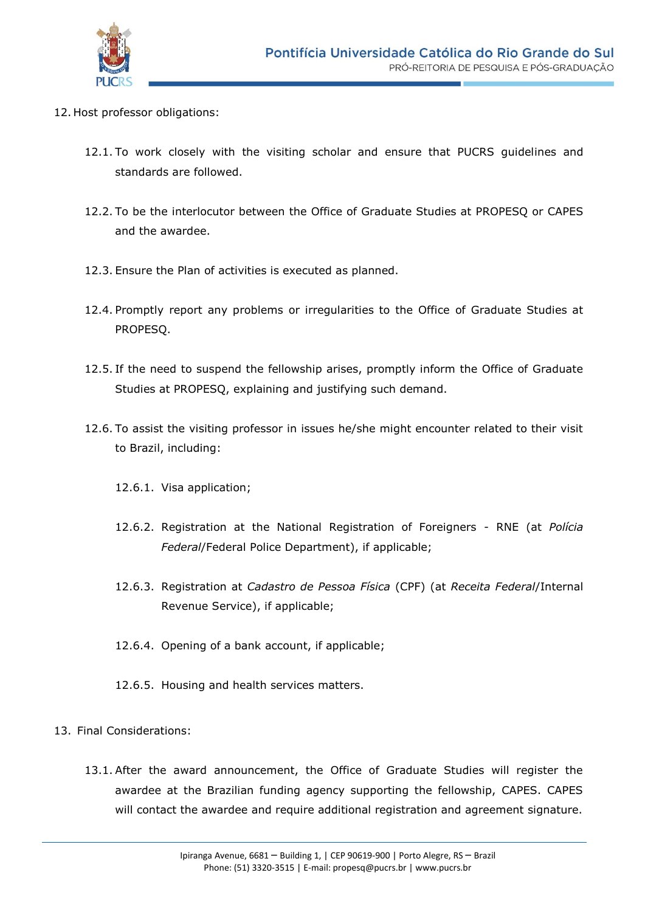12. Host professor obligations:

    12.1. To work closely with the visiting scholar and ensure that PUCRS guidelines and standards are followed.

    12.2. To be the interlocutor between the Office of Graduate Studies at PROPESQ or CAPES and the awardee.

    12.3. Ensure the Plan of activities is executed as planned.

    12.4. Promptly report any problems or irregularities to the Office of Graduate Studies at PROPESQ.

    12.5. If the need to suspend the fellowship arises, promptly inform the Office of Graduate Studies at PROPESQ, explaining and justifying such demand.

    12.6. To assist the visiting professor in issues he/she might encounter related to their visit to Brazil, including:

        12.6.1. Visa application;

        12.6.2. Registration at the National Registration of Foreigners - RNE (at *Polícia Federal*/Federal Police Department), if applicable;

        12.6.3. Registration at *Cadastro de Pessoa Física* (CPF) (at *Receita Federal*/Internal Revenue Service), if applicable;

        12.6.4. Opening of a bank account, if applicable;

        12.6.5. Housing and health services matters.

13. Final Considerations:

    13.1. After the award announcement, the Office of Graduate Studies will register the awardee at the Brazilian funding agency supporting the fellowship, CAPES. CAPES will contact the awardee and require additional registration and agreement signature.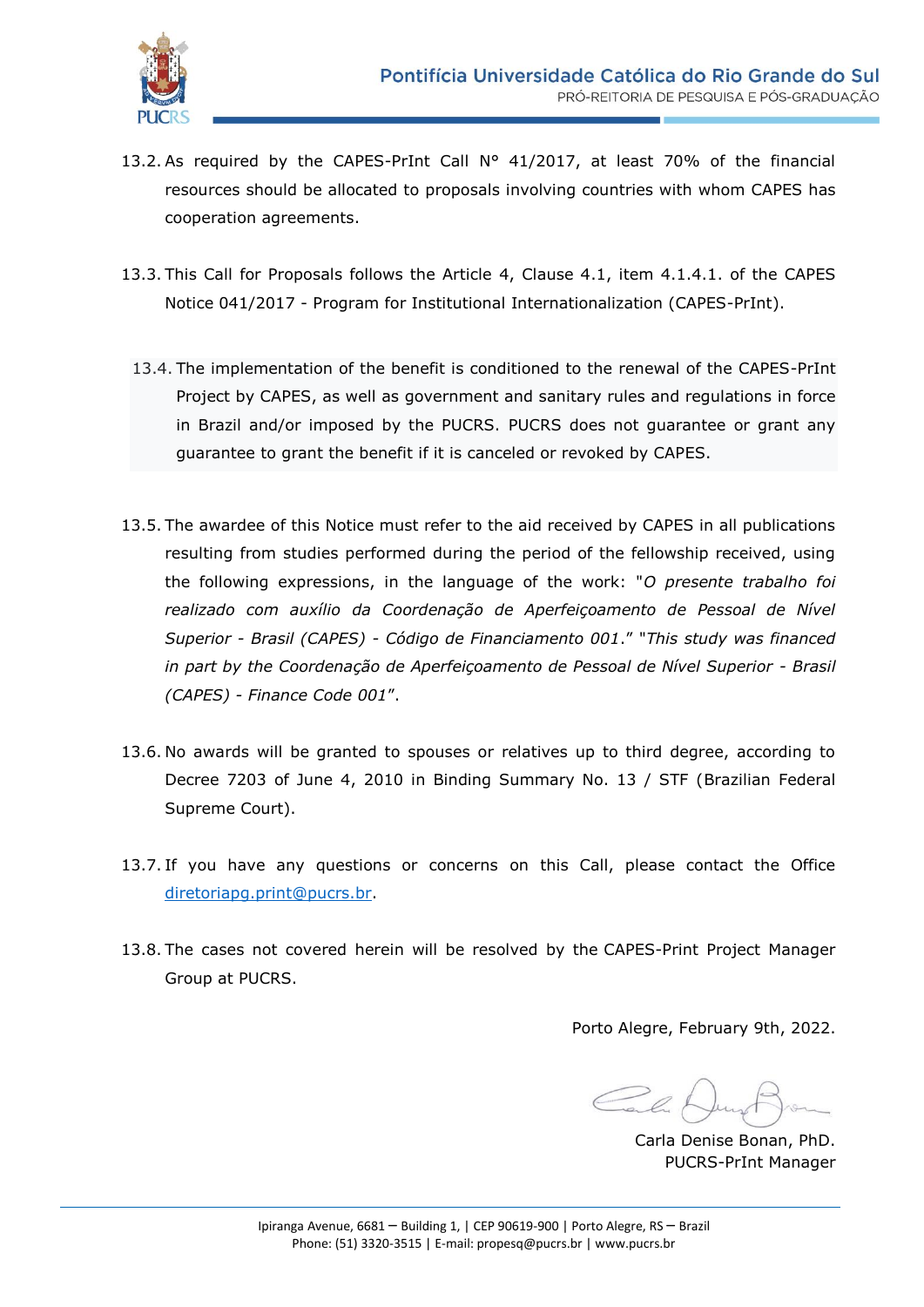13.2. As required by the CAPES-PrInt Call N° 41/2017, at least 70% of the financial resources should be allocated to proposals involving countries with whom CAPES has cooperation agreements.

13.3. This Call for Proposals follows the Article 4, Clause 4.1, item 4.1.4.1. of the CAPES Notice 041/2017 - Program for Institutional Internationalization (CAPES-PrInt).

13.4. The implementation of the benefit is conditioned to the renewal of the CAPES-PrInt Project by CAPES, as well as government and sanitary rules and regulations in force in Brazil and/or imposed by the PUCRS. PUCRS does not guarantee or grant any guarantee to grant the benefit if it is canceled or revoked by CAPES.

13.5. The awardee of this Notice must refer to the aid received by CAPES in all publications resulting from studies performed during the period of the fellowship received, using the following expressions, in the language of the work: "*O presente trabalho foi realizado com auxílio da Coordenação de Aperfeiçoamento de Pessoal de Nível Superior - Brasil (CAPES) - Código de Financiamento 001*." "*This study was financed in part by the Coordenação de Aperfeiçoamento de Pessoal de Nível Superior - Brasil (CAPES) - Finance Code 001*".

13.6. No awards will be granted to spouses or relatives up to third degree, according to Decree 7203 of June 4, 2010 in Binding Summary No. 13 / STF (Brazilian Federal Supreme Court).

13.7. If you have any questions or concerns on this Call, please contact the Office diretoriapg.print@pucrs.br.

13.8. The cases not covered herein will be resolved by the CAPES-Print Project Manager Group at PUCRS.

Porto Alegre, February 9th, 2022.

Carla Denise Bonan, PhD.
PUCRS-PrInt Manager